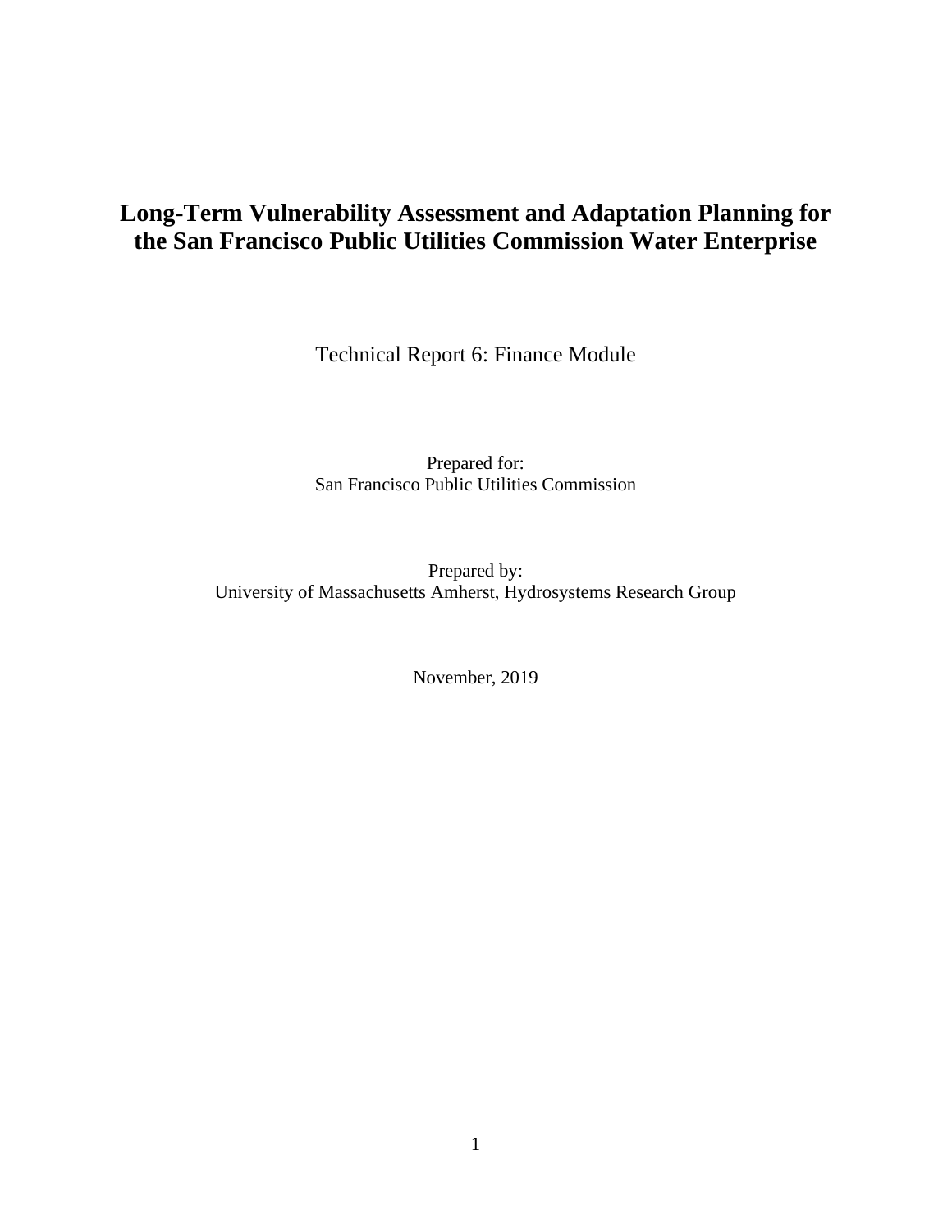# Long-Term Vulnerability Assessment and Adaptation Planning for the San Francisco Public Utilities Commission Water Enterprise

Technical Report 6: Finance Module

Prepared for:
San Francisco Public Utilities Commission

Prepared by:
University of Massachusetts Amherst, Hydrosystems Research Group

November, 2019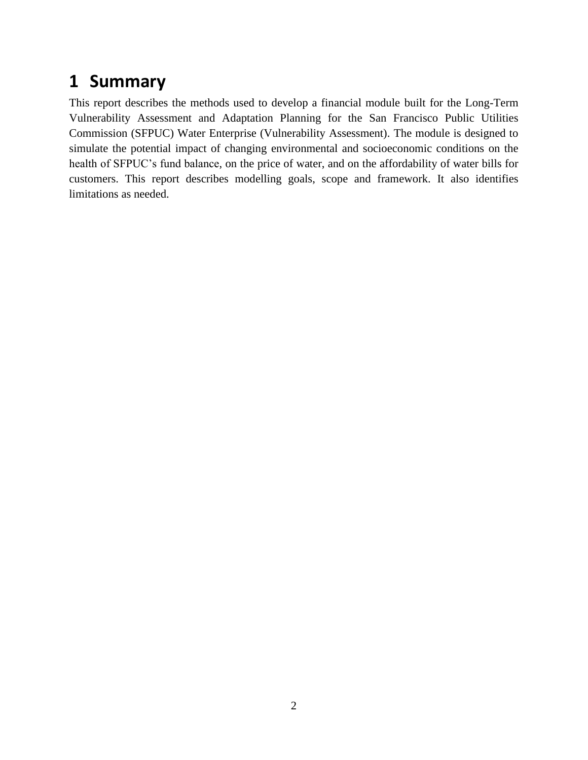# 1 Summary

This report describes the methods used to develop a financial module built for the Long-Term Vulnerability Assessment and Adaptation Planning for the San Francisco Public Utilities Commission (SFPUC) Water Enterprise (Vulnerability Assessment). The module is designed to simulate the potential impact of changing environmental and socioeconomic conditions on the health of SFPUC's fund balance, on the price of water, and on the affordability of water bills for customers. This report describes modelling goals, scope and framework. It also identifies limitations as needed.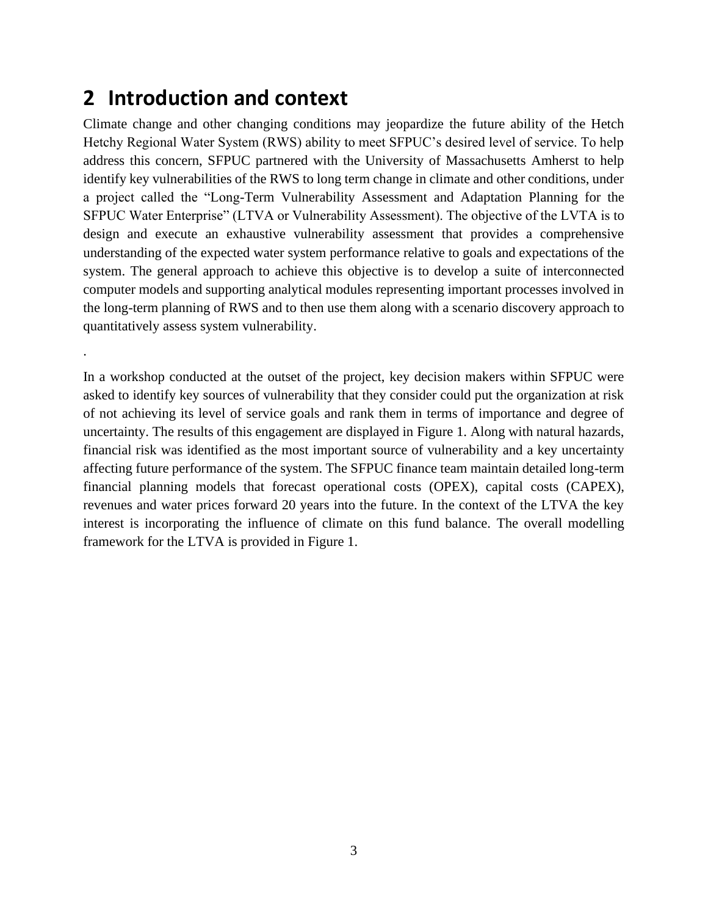# 2 Introduction and context

Climate change and other changing conditions may jeopardize the future ability of the Hetch Hetchy Regional Water System (RWS) ability to meet SFPUC's desired level of service. To help address this concern, SFPUC partnered with the University of Massachusetts Amherst to help identify key vulnerabilities of the RWS to long term change in climate and other conditions, under a project called the "Long-Term Vulnerability Assessment and Adaptation Planning for the SFPUC Water Enterprise" (LTVA or Vulnerability Assessment). The objective of the LVTA is to design and execute an exhaustive vulnerability assessment that provides a comprehensive understanding of the expected water system performance relative to goals and expectations of the system. The general approach to achieve this objective is to develop a suite of interconnected computer models and supporting analytical modules representing important processes involved in the long-term planning of RWS and to then use them along with a scenario discovery approach to quantitatively assess system vulnerability.

.

In a workshop conducted at the outset of the project, key decision makers within SFPUC were asked to identify key sources of vulnerability that they consider could put the organization at risk of not achieving its level of service goals and rank them in terms of importance and degree of uncertainty. The results of this engagement are displayed in Figure 1. Along with natural hazards, financial risk was identified as the most important source of vulnerability and a key uncertainty affecting future performance of the system. The SFPUC finance team maintain detailed long-term financial planning models that forecast operational costs (OPEX), capital costs (CAPEX), revenues and water prices forward 20 years into the future. In the context of the LTVA the key interest is incorporating the influence of climate on this fund balance. The overall modelling framework for the LTVA is provided in Figure 1.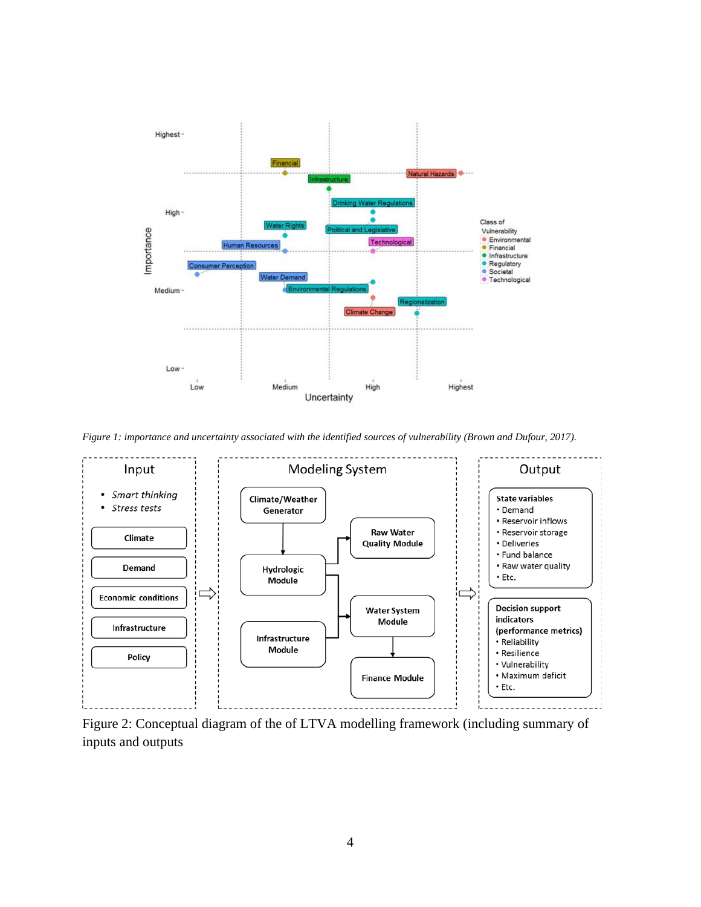*Figure 1: importance and uncertainty associated with the identified sources of vulnerability (Brown and Dufour, 2017).*

Figure 2: Conceptual diagram of the of LTVA modelling framework (including summary of inputs and outputs)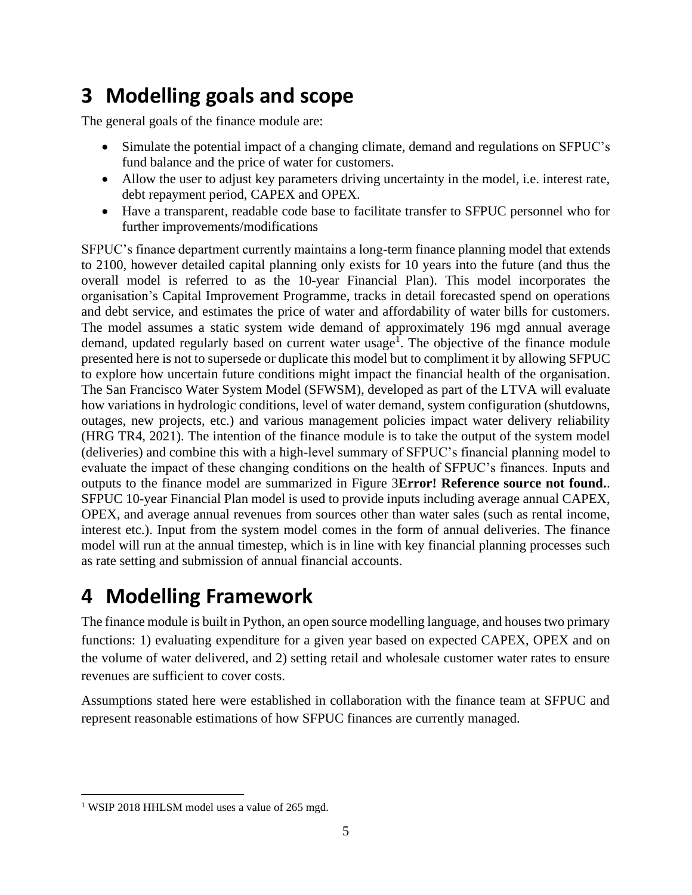# 3 Modelling goals and scope

The general goals of the finance module are:

- Simulate the potential impact of a changing climate, demand and regulations on SFPUC's fund balance and the price of water for customers.
- Allow the user to adjust key parameters driving uncertainty in the model, i.e. interest rate, debt repayment period, CAPEX and OPEX.
- Have a transparent, readable code base to facilitate transfer to SFPUC personnel who for further improvements/modifications

SFPUC's finance department currently maintains a long-term finance planning model that extends to 2100, however detailed capital planning only exists for 10 years into the future (and thus the overall model is referred to as the 10-year Financial Plan). This model incorporates the organisation's Capital Improvement Programme, tracks in detail forecasted spend on operations and debt service, and estimates the price of water and affordability of water bills for customers. The model assumes a static system wide demand of approximately 196 mgd annual average demand, updated regularly based on current water usage[1]. The objective of the finance module presented here is not to supersede or duplicate this model but to compliment it by allowing SFPUC to explore how uncertain future conditions might impact the financial health of the organisation. The San Francisco Water System Model (SFWSM), developed as part of the LTVA will evaluate how variations in hydrologic conditions, level of water demand, system configuration (shutdowns, outages, new projects, etc.) and various management policies impact water delivery reliability (HRG TR4, 2021). The intention of the finance module is to take the output of the system model (deliveries) and combine this with a high-level summary of SFPUC's financial planning model to evaluate the impact of these changing conditions on the health of SFPUC's finances. Inputs and outputs to the finance model are summarized in Figure 3**Error! Reference source not found.**. SFPUC 10-year Financial Plan model is used to provide inputs including average annual CAPEX, OPEX, and average annual revenues from sources other than water sales (such as rental income, interest etc.). Input from the system model comes in the form of annual deliveries. The finance model will run at the annual timestep, which is in line with key financial planning processes such as rate setting and submission of annual financial accounts.

# 4 Modelling Framework

The finance module is built in Python, an open source modelling language, and houses two primary functions: 1) evaluating expenditure for a given year based on expected CAPEX, OPEX and on the volume of water delivered, and 2) setting retail and wholesale customer water rates to ensure revenues are sufficient to cover costs.

Assumptions stated here were established in collaboration with the finance team at SFPUC and represent reasonable estimations of how SFPUC finances are currently managed.

[1] WSIP 2018 HHLSM model uses a value of 265 mgd.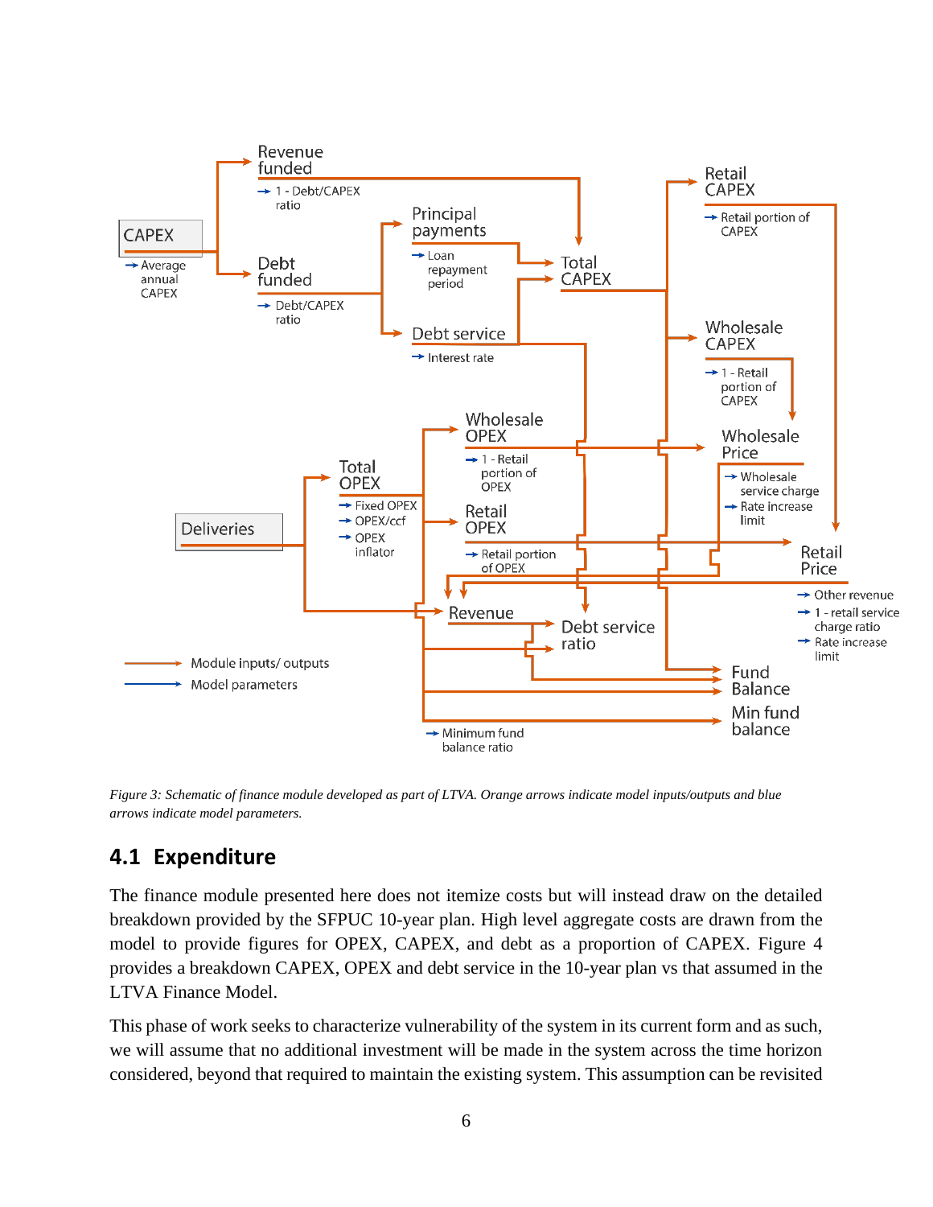*Figure 3: Schematic of finance module developed as part of LTVA. Orange arrows indicate model inputs/outputs and blue arrows indicate model parameters.*

## 4.1 Expenditure

The finance module presented here does not itemize costs but will instead draw on the detailed breakdown provided by the SFPUC 10-year plan. High level aggregate costs are drawn from the model to provide figures for OPEX, CAPEX, and debt as a proportion of CAPEX. Figure 4 provides a breakdown CAPEX, OPEX and debt service in the 10-year plan vs that assumed in the LTVA Finance Model.

This phase of work seeks to characterize vulnerability of the system in its current form and as such, we will assume that no additional investment will be made in the system across the time horizon considered, beyond that required to maintain the existing system. This assumption can be revisited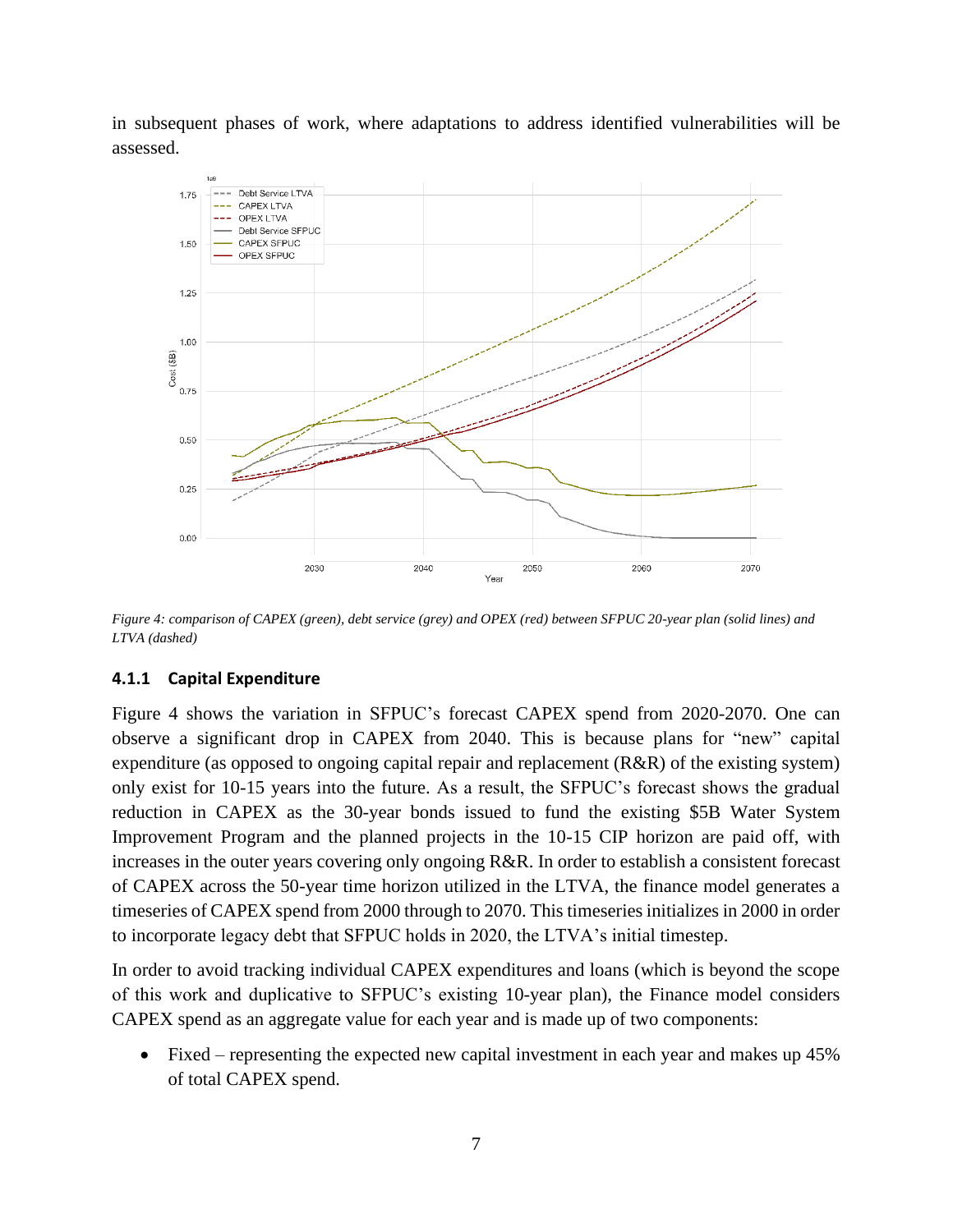in subsequent phases of work, where adaptations to address identified vulnerabilities will be assessed.

*Figure 4: comparison of CAPEX (green), debt service (grey) and OPEX (red) between SFPUC 20-year plan (solid lines) and LTVA (dashed)*

### 4.1.1 Capital Expenditure

Figure 4 shows the variation in SFPUC's forecast CAPEX spend from 2020-2070. One can observe a significant drop in CAPEX from 2040. This is because plans for "new" capital expenditure (as opposed to ongoing capital repair and replacement (R&R) of the existing system) only exist for 10-15 years into the future. As a result, the SFPUC's forecast shows the gradual reduction in CAPEX as the 30-year bonds issued to fund the existing $5B Water System Improvement Program and the planned projects in the 10-15 CIP horizon are paid off, with increases in the outer years covering only ongoing R&R. In order to establish a consistent forecast of CAPEX across the 50-year time horizon utilized in the LTVA, the finance model generates a timeseries of CAPEX spend from 2000 through to 2070. This timeseries initializes in 2000 in order to incorporate legacy debt that SFPUC holds in 2020, the LTVA's initial timestep.

In order to avoid tracking individual CAPEX expenditures and loans (which is beyond the scope of this work and duplicative to SFPUC's existing 10-year plan), the Finance model considers CAPEX spend as an aggregate value for each year and is made up of two components:

- Fixed – representing the expected new capital investment in each year and makes up 45% of total CAPEX spend.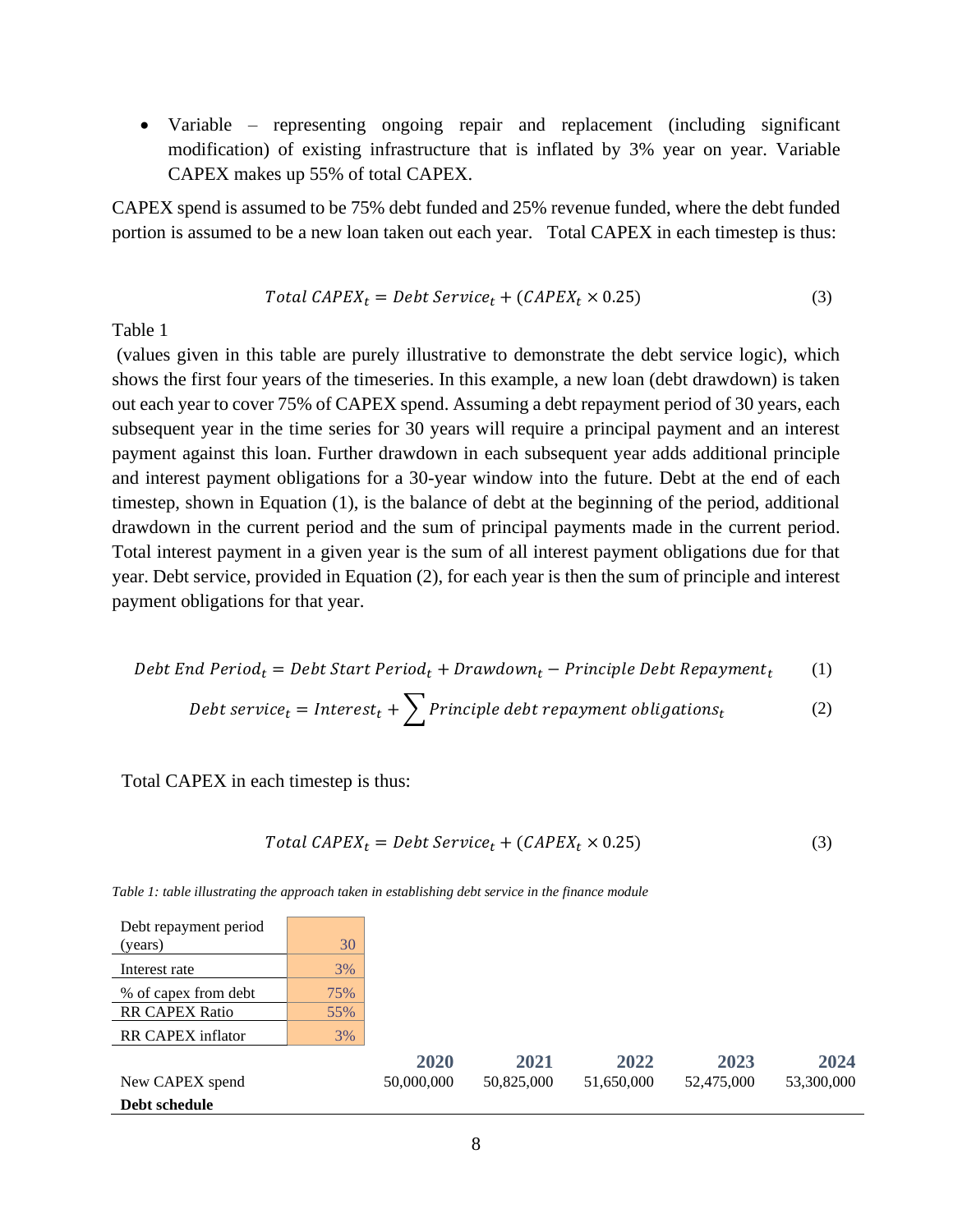- Variable – representing ongoing repair and replacement (including significant modification) of existing infrastructure that is inflated by 3% year on year. Variable CAPEX makes up 55% of total CAPEX.

CAPEX spend is assumed to be 75% debt funded and 25% revenue funded, where the debt funded portion is assumed to be a new loan taken out each year. Total CAPEX in each timestep is thus:

$$Total\ CAPEX_t = Debt\ Service_t + (CAPEX_t \times 0.25) \tag{3}$$

Table 1

(values given in this table are purely illustrative to demonstrate the debt service logic), which shows the first four years of the timeseries. In this example, a new loan (debt drawdown) is taken out each year to cover 75% of CAPEX spend. Assuming a debt repayment period of 30 years, each subsequent year in the time series for 30 years will require a principal payment and an interest payment against this loan. Further drawdown in each subsequent year adds additional principle and interest payment obligations for a 30-year window into the future. Debt at the end of each timestep, shown in Equation (1), is the balance of debt at the beginning of the period, additional drawdown in the current period and the sum of principal payments made in the current period. Total interest payment in a given year is the sum of all interest payment obligations due for that year. Debt service, provided in Equation (2), for each year is then the sum of principle and interest payment obligations for that year.

$$Debt\ End\ Period_t = Debt\ Start\ Period_t + Drawdown_t - Principle\ Debt\ Repayment_t \tag{1}$$

$$Debt\ service_t = Interest_t + \sum Principle\ debt\ repayment\ obligations_t \tag{2}$$

Total CAPEX in each timestep is thus:

$$Total\ CAPEX_t = Debt\ Service_t + (CAPEX_t \times 0.25) \tag{3}$$

*Table 1: table illustrating the approach taken in establishing debt service in the finance module*

| Debt repayment period (years) | 30 | | | | | |
|---|---|---|---|---|---|---|
| Interest rate | 3% | | | | | |
| % of capex from debt | 75% | | | | | |
| RR CAPEX Ratio | 55% | | | | | |
| RR CAPEX inflator | 3% | | | | | |
| | | **2020** | **2021** | **2022** | **2023** | **2024** |
| New CAPEX spend | | 50,000,000 | 50,825,000 | 51,650,000 | 52,475,000 | 53,300,000 |
| **Debt schedule** | | | | | | |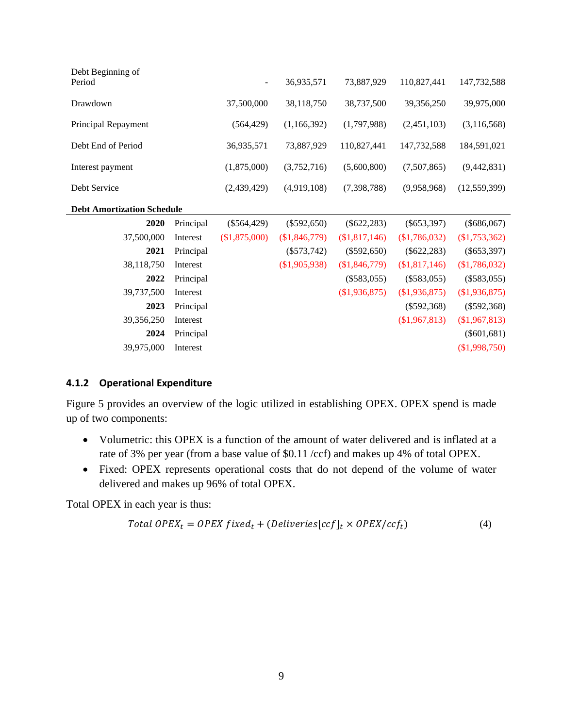| Debt Beginning of Period | | - | 36,935,571 | 73,887,929 | 110,827,441 | 147,732,588 |
|---|---|---|---|---|---|---|
| Drawdown | | 37,500,000 | 38,118,750 | 38,737,500 | 39,356,250 | 39,975,000 |
| Principal Repayment | | (564,429) | (1,166,392) | (1,797,988) | (2,451,103) | (3,116,568) |
| Debt End of Period | | 36,935,571 | 73,887,929 | 110,827,441 | 147,732,588 | 184,591,021 |
| Interest payment | | (1,875,000) | (3,752,716) | (5,600,800) | (7,507,865) | (9,442,831) |
| Debt Service | | (2,439,429) | (4,919,108) | (7,398,788) | (9,958,968) | (12,559,399) |
| **Debt Amortization Schedule** | | | | | | |
| **2020** | Principal | ($564,429) | ($592,650) | ($622,283) | ($653,397) | ($686,067) |
| 37,500,000 | Interest | ($1,875,000) | ($1,846,779) | ($1,817,146) | ($1,786,032) | ($1,753,362) |
| **2021** | Principal | | ($573,742) | ($592,650) | ($622,283) | ($653,397) |
| 38,118,750 | Interest | | ($1,905,938) | ($1,846,779) | ($1,817,146) | ($1,786,032) |
| **2022** | Principal | | | ($583,055) | ($583,055) | ($583,055) |
| 39,737,500 | Interest | | | ($1,936,875) | ($1,936,875) | ($1,936,875) |
| **2023** | Principal | | | | ($592,368) | ($592,368) |
| 39,356,250 | Interest | | | | ($1,967,813) | ($1,967,813) |
| **2024** | Principal | | | | | ($601,681) |
| 39,975,000 | Interest | | | | | ($1,998,750) |

### 4.1.2 Operational Expenditure

Figure 5 provides an overview of the logic utilized in establishing OPEX. OPEX spend is made up of two components:

- Volumetric: this OPEX is a function of the amount of water delivered and is inflated at a rate of 3% per year (from a base value of $0.11 /ccf) and makes up 4% of total OPEX.
- Fixed: OPEX represents operational costs that do not depend of the volume of water delivered and makes up 96% of total OPEX.

Total OPEX in each year is thus:

$$Total\ OPEX_t = OPEX\ fixed_t + (Deliveries[ccf]_t \times OPEX/ccf_t) \qquad (4)$$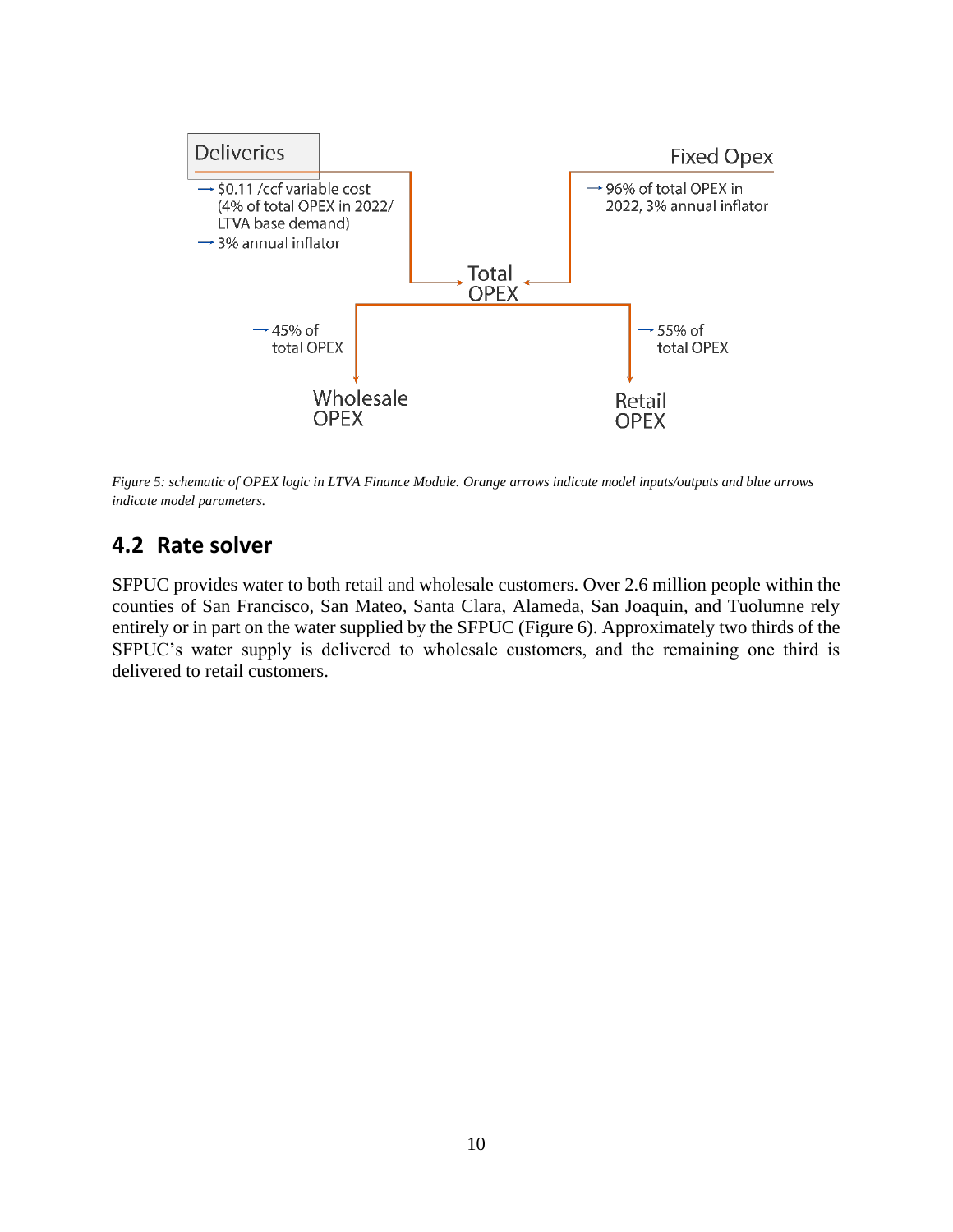Deliveries

- $0.11 /ccf variable cost (4% of total OPEX in 2022/ LTVA base demand)
- 3% annual inflator

Fixed Opex

- 96% of total OPEX in 2022, 3% annual inflator

Total OPEX

- 45% of total OPEX → Wholesale OPEX
- 55% of total OPEX → Retail OPEX

*Figure 5: schematic of OPEX logic in LTVA Finance Module. Orange arrows indicate model inputs/outputs and blue arrows indicate model parameters.*

## 4.2 Rate solver

SFPUC provides water to both retail and wholesale customers. Over 2.6 million people within the counties of San Francisco, San Mateo, Santa Clara, Alameda, San Joaquin, and Tuolumne rely entirely or in part on the water supplied by the SFPUC (Figure 6). Approximately two thirds of the SFPUC's water supply is delivered to wholesale customers, and the remaining one third is delivered to retail customers.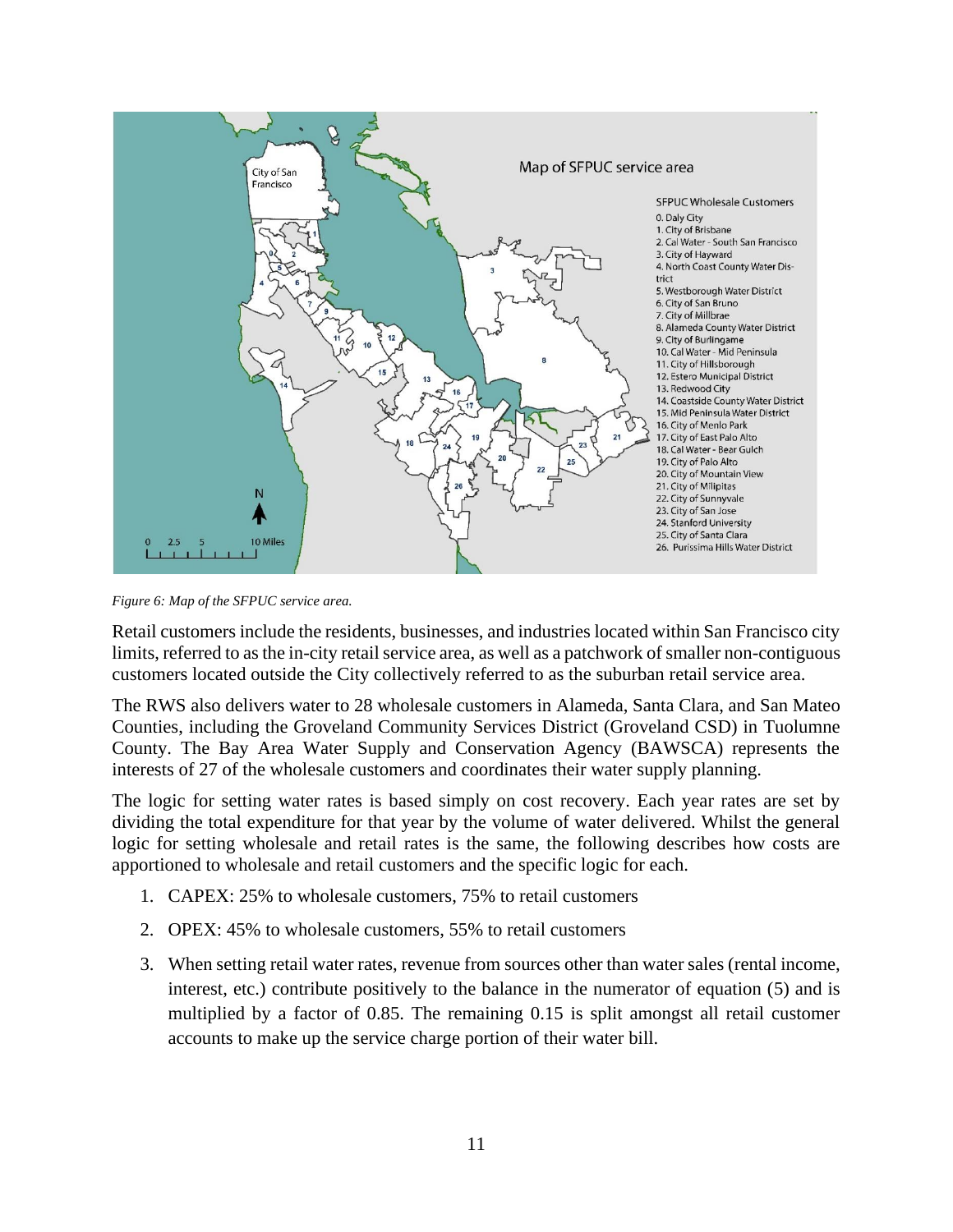*Figure 6: Map of the SFPUC service area.*

Retail customers include the residents, businesses, and industries located within San Francisco city limits, referred to as the in-city retail service area, as well as a patchwork of smaller non-contiguous customers located outside the City collectively referred to as the suburban retail service area.

The RWS also delivers water to 28 wholesale customers in Alameda, Santa Clara, and San Mateo Counties, including the Groveland Community Services District (Groveland CSD) in Tuolumne County. The Bay Area Water Supply and Conservation Agency (BAWSCA) represents the interests of 27 of the wholesale customers and coordinates their water supply planning.

The logic for setting water rates is based simply on cost recovery. Each year rates are set by dividing the total expenditure for that year by the volume of water delivered. Whilst the general logic for setting wholesale and retail rates is the same, the following describes how costs are apportioned to wholesale and retail customers and the specific logic for each.

1. CAPEX: 25% to wholesale customers, 75% to retail customers
2. OPEX: 45% to wholesale customers, 55% to retail customers
3. When setting retail water rates, revenue from sources other than water sales (rental income, interest, etc.) contribute positively to the balance in the numerator of equation (5) and is multiplied by a factor of 0.85. The remaining 0.15 is split amongst all retail customer accounts to make up the service charge portion of their water bill.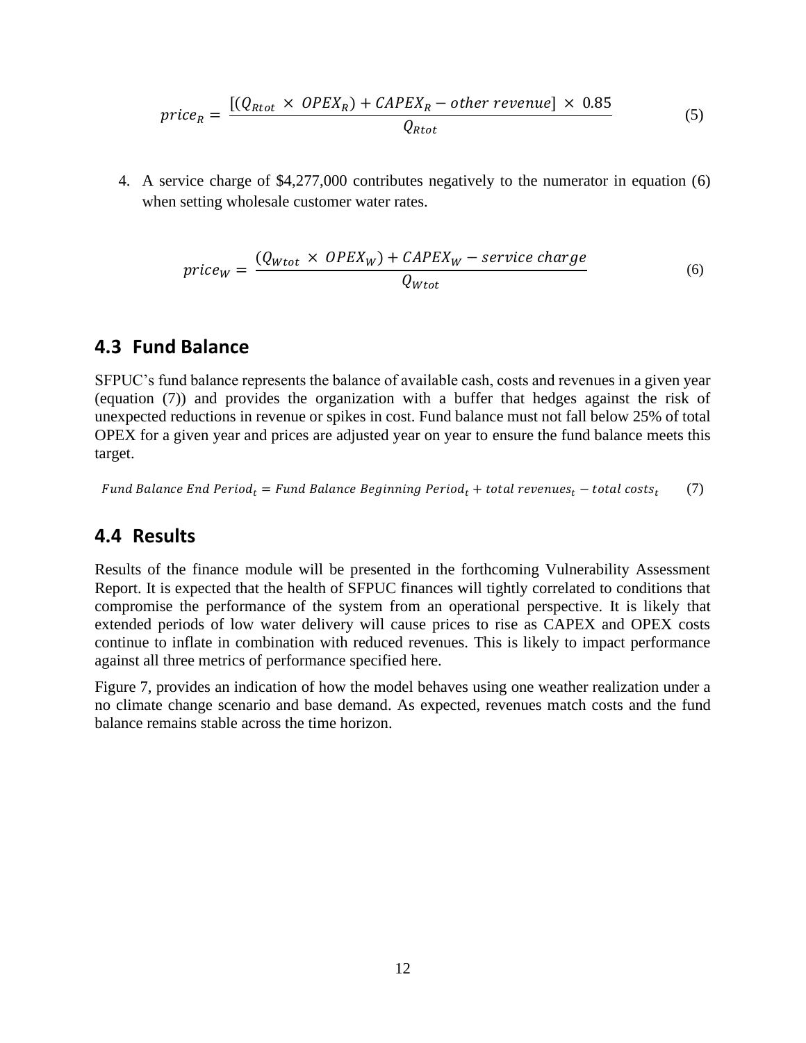$$price_R = \frac{[(Q_{Rtot} \times OPEX_R) + CAPEX_R - other\ revenue] \times 0.85}{Q_{Rtot}} \tag{5}$$

4. A service charge of $4,277,000 contributes negatively to the numerator in equation (6) when setting wholesale customer water rates.

$$price_W = \frac{(Q_{Wtot} \times OPEX_W) + CAPEX_W - service\ charge}{Q_{Wtot}} \tag{6}$$

## 4.3 Fund Balance

SFPUC's fund balance represents the balance of available cash, costs and revenues in a given year (equation (7)) and provides the organization with a buffer that hedges against the risk of unexpected reductions in revenue or spikes in cost. Fund balance must not fall below 25% of total OPEX for a given year and prices are adjusted year on year to ensure the fund balance meets this target.

$$Fund\ Balance\ End\ Period_t = Fund\ Balance\ Beginning\ Period_t + total\ revenues_t - total\ costs_t \tag{7}$$

## 4.4 Results

Results of the finance module will be presented in the forthcoming Vulnerability Assessment Report. It is expected that the health of SFPUC finances will tightly correlated to conditions that compromise the performance of the system from an operational perspective. It is likely that extended periods of low water delivery will cause prices to rise as CAPEX and OPEX costs continue to inflate in combination with reduced revenues. This is likely to impact performance against all three metrics of performance specified here.

Figure 7, provides an indication of how the model behaves using one weather realization under a no climate change scenario and base demand. As expected, revenues match costs and the fund balance remains stable across the time horizon.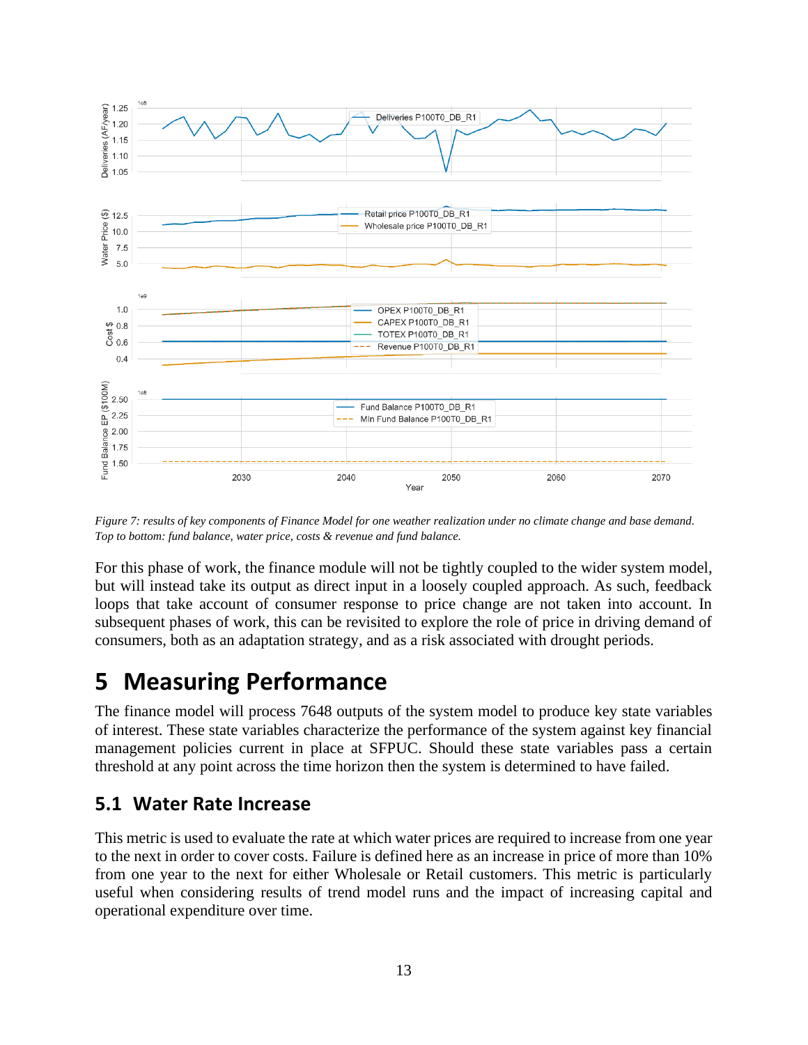*Figure 7: results of key components of Finance Model for one weather realization under no climate change and base demand. Top to bottom: fund balance, water price, costs & revenue and fund balance.*

For this phase of work, the finance module will not be tightly coupled to the wider system model, but will instead take its output as direct input in a loosely coupled approach. As such, feedback loops that take account of consumer response to price change are not taken into account. In subsequent phases of work, this can be revisited to explore the role of price in driving demand of consumers, both as an adaptation strategy, and as a risk associated with drought periods.

# 5 Measuring Performance

The finance model will process 7648 outputs of the system model to produce key state variables of interest. These state variables characterize the performance of the system against key financial management policies current in place at SFPUC. Should these state variables pass a certain threshold at any point across the time horizon then the system is determined to have failed.

## 5.1 Water Rate Increase

This metric is used to evaluate the rate at which water prices are required to increase from one year to the next in order to cover costs. Failure is defined here as an increase in price of more than 10% from one year to the next for either Wholesale or Retail customers. This metric is particularly useful when considering results of trend model runs and the impact of increasing capital and operational expenditure over time.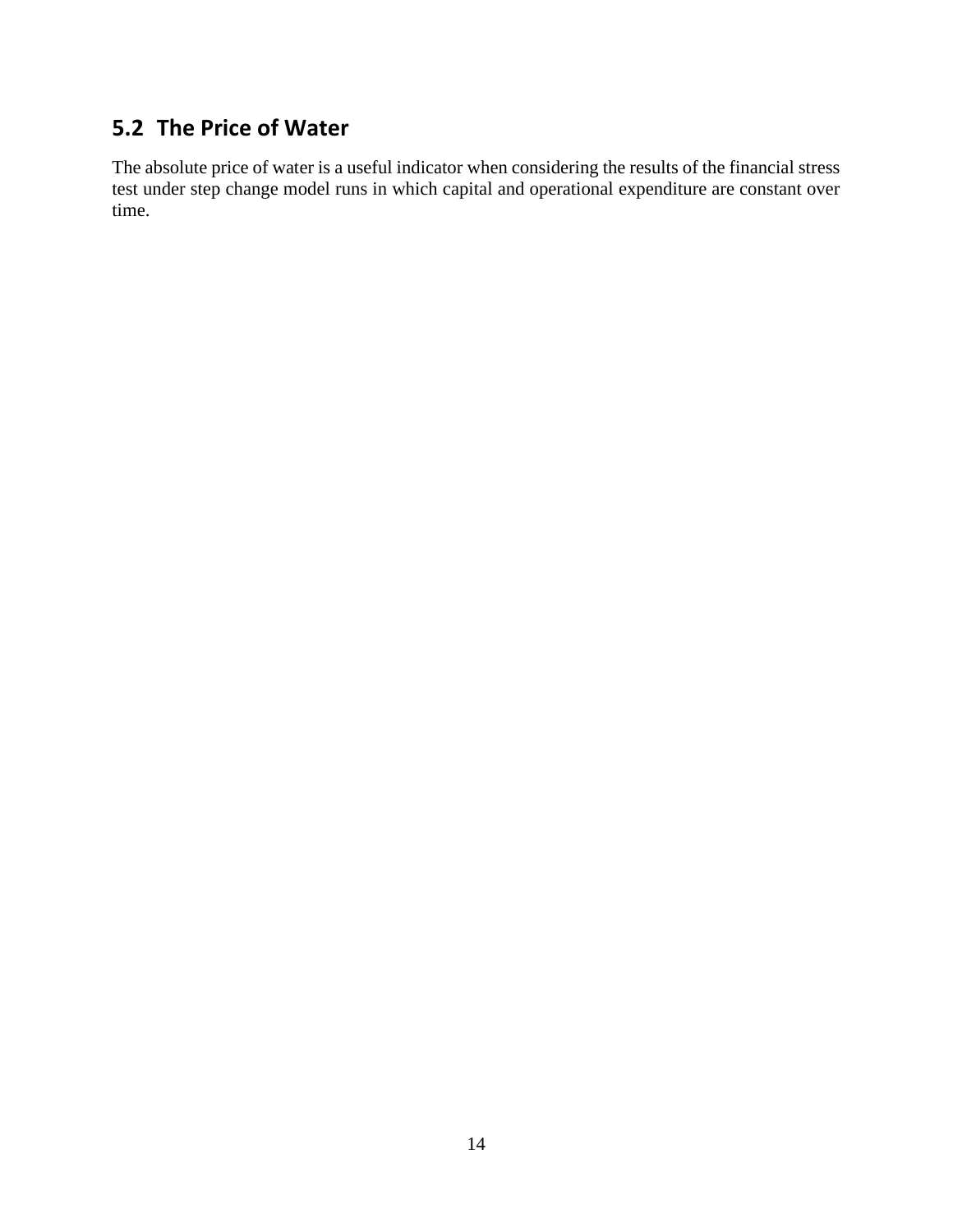## 5.2 The Price of Water

The absolute price of water is a useful indicator when considering the results of the financial stress test under step change model runs in which capital and operational expenditure are constant over time.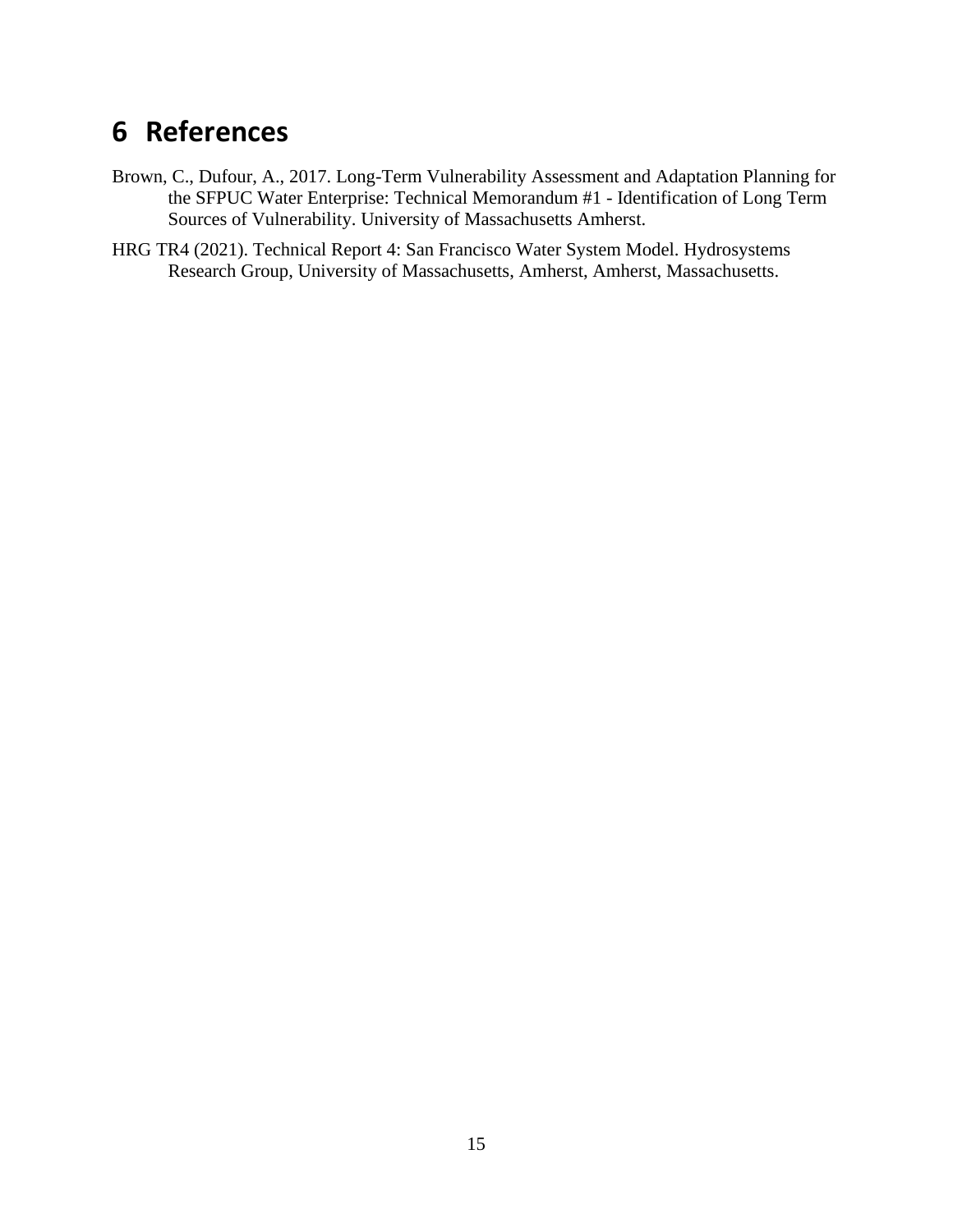# 6 References

Brown, C., Dufour, A., 2017. Long-Term Vulnerability Assessment and Adaptation Planning for the SFPUC Water Enterprise: Technical Memorandum #1 - Identification of Long Term Sources of Vulnerability. University of Massachusetts Amherst.

HRG TR4 (2021). Technical Report 4: San Francisco Water System Model. Hydrosystems Research Group, University of Massachusetts, Amherst, Amherst, Massachusetts.